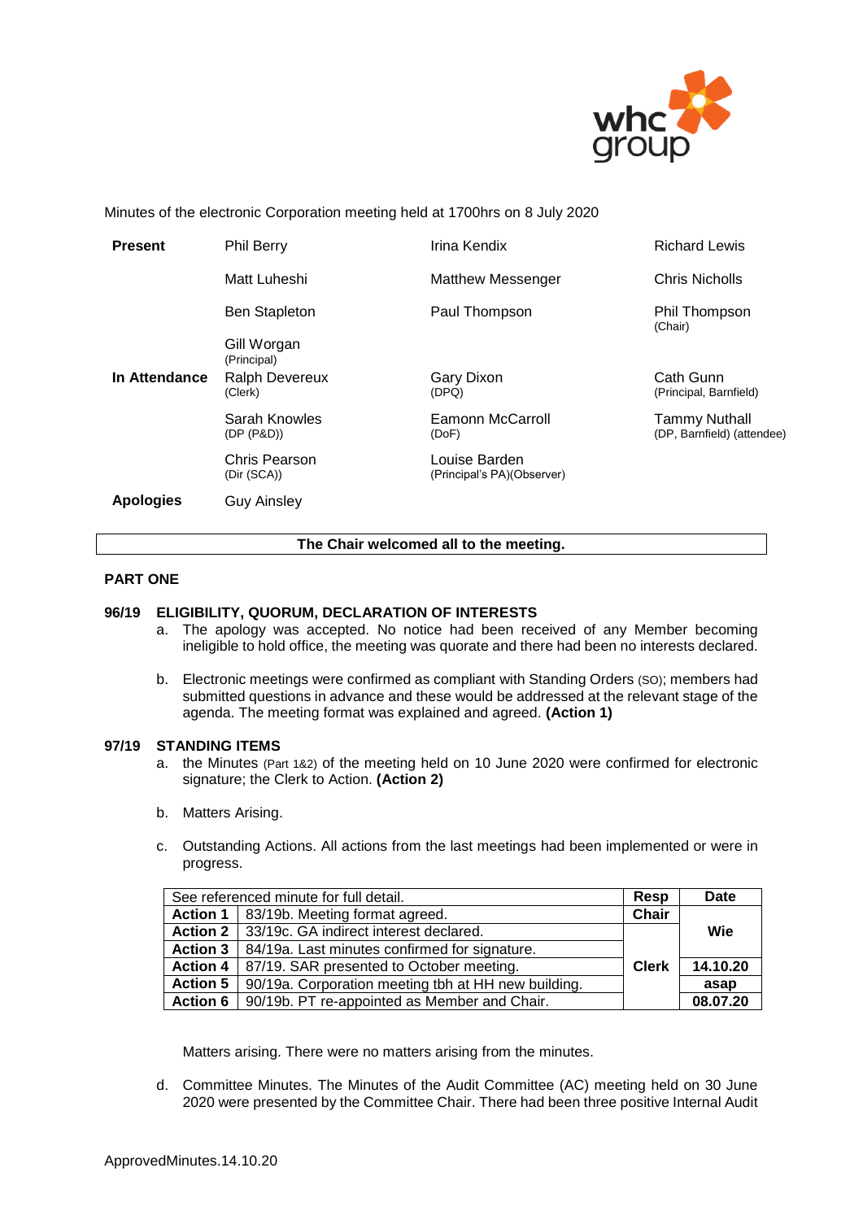Minutes of the electronic Corporation meeting held at 1700hrs on 8 July 2020

| | | | |
|---|---|---|---|
| **Present** | Phil Berry | Irina Kendix | Richard Lewis |
| | Matt Luheshi | Matthew Messenger | Chris Nicholls |
| | Ben Stapleton | Paul Thompson | Phil Thompson (Chair) |
| | Gill Worgan (Principal) | | |
| **In Attendance** | Ralph Devereux (Clerk) | Gary Dixon (DPQ) | Cath Gunn (Principal, Barnfield) |
| | Sarah Knowles (DP (P&D)) | Eamonn McCarroll (DoF) | Tammy Nuthall (DP, Barnfield) (attendee) |
| | Chris Pearson (Dir (SCA)) | Louise Barden (Principal's PA)(Observer) | |
| **Apologies** | Guy Ainsley | | |

**The Chair welcomed all to the meeting.**

## PART ONE

### 96/19 ELIGIBILITY, QUORUM, DECLARATION OF INTERESTS

a. The apology was accepted. No notice had been received of any Member becoming ineligible to hold office, the meeting was quorate and there had been no interests declared.

b. Electronic meetings were confirmed as compliant with Standing Orders (SO); members had submitted questions in advance and these would be addressed at the relevant stage of the agenda. The meeting format was explained and agreed. **(Action 1)**

### 97/19 STANDING ITEMS

a. the Minutes (Part 1&2) of the meeting held on 10 June 2020 were confirmed for electronic signature; the Clerk to Action. **(Action 2)**

b. Matters Arising.

c. Outstanding Actions. All actions from the last meetings had been implemented or were in progress.

| See referenced minute for full detail. | | Resp | Date |
|---|---|---|---|
| **Action 1** | 83/19b. Meeting format agreed. | **Chair** | **Wie** |
| **Action 2** | 33/19c. GA indirect interest declared. | **Clerk** | |
| **Action 3** | 84/19a. Last minutes confirmed for signature. | | |
| **Action 4** | 87/19. SAR presented to October meeting. | | **14.10.20** |
| **Action 5** | 90/19a. Corporation meeting tbh at HH new building. | | **asap** |
| **Action 6** | 90/19b. PT re-appointed as Member and Chair. | | **08.07.20** |

Matters arising. There were no matters arising from the minutes.

d. Committee Minutes. The Minutes of the Audit Committee (AC) meeting held on 30 June 2020 were presented by the Committee Chair. There had been three positive Internal Audit

ApprovedMinutes.14.10.20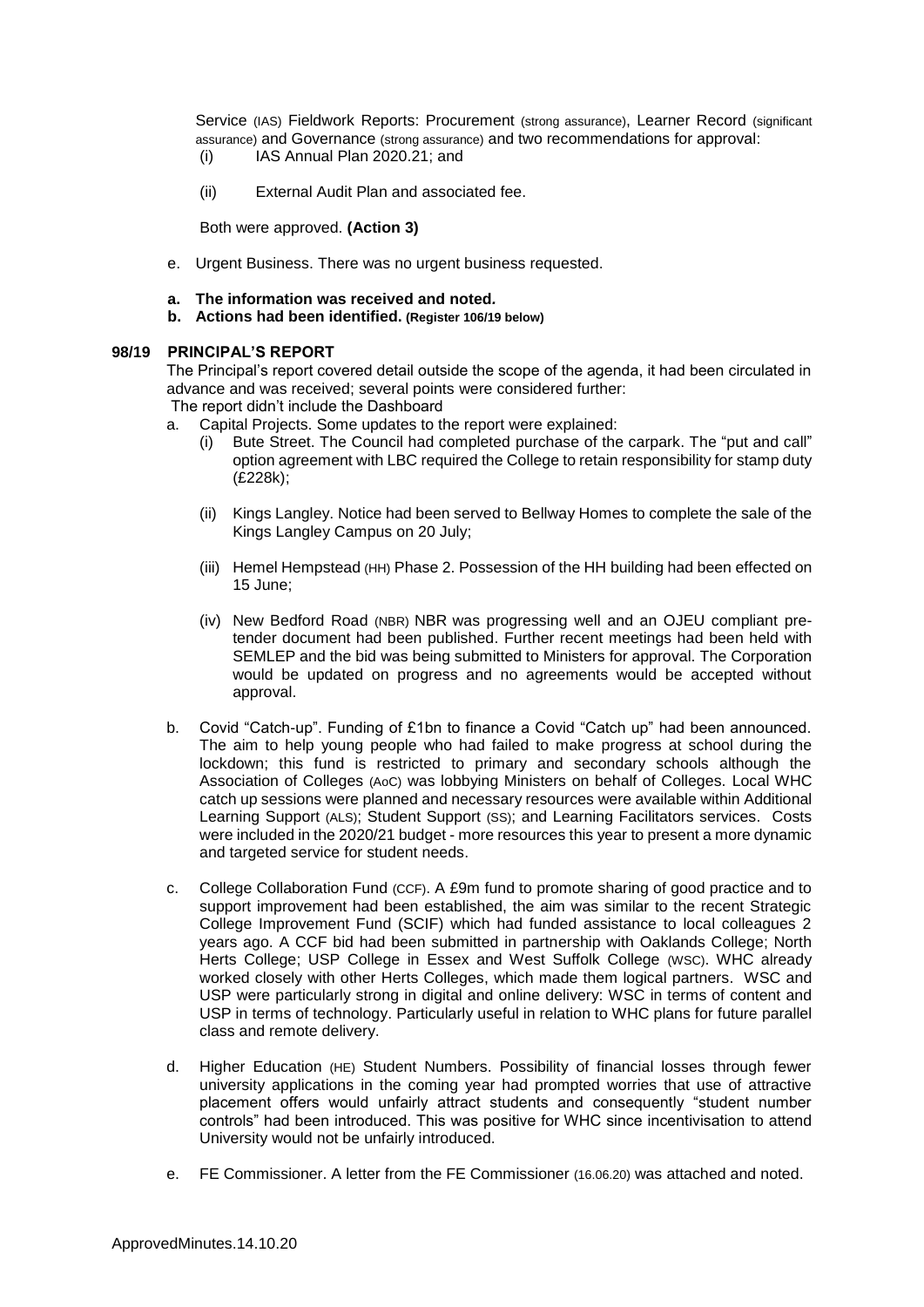Service (IAS) Fieldwork Reports: Procurement (strong assurance), Learner Record (significant assurance) and Governance (strong assurance) and two recommendations for approval:

(i) IAS Annual Plan 2020.21; and

(ii) External Audit Plan and associated fee.

Both were approved. **(Action 3)**

e. Urgent Business. There was no urgent business requested.

**a. The information was received and noted.**
**b. Actions had been identified. (Register 106/19 below)**

**98/19 PRINCIPAL'S REPORT**

The Principal's report covered detail outside the scope of the agenda, it had been circulated in advance and was received; several points were considered further:

The report didn't include the Dashboard

a. Capital Projects. Some updates to the report were explained:

(i) Bute Street. The Council had completed purchase of the carpark. The "put and call" option agreement with LBC required the College to retain responsibility for stamp duty (£228k);

(ii) Kings Langley. Notice had been served to Bellway Homes to complete the sale of the Kings Langley Campus on 20 July;

(iii) Hemel Hempstead (HH) Phase 2. Possession of the HH building had been effected on 15 June;

(iv) New Bedford Road (NBR) NBR was progressing well and an OJEU compliant pre-tender document had been published. Further recent meetings had been held with SEMLEP and the bid was being submitted to Ministers for approval. The Corporation would be updated on progress and no agreements would be accepted without approval.

b. Covid "Catch-up". Funding of £1bn to finance a Covid "Catch up" had been announced. The aim to help young people who had failed to make progress at school during the lockdown; this fund is restricted to primary and secondary schools although the Association of Colleges (AoC) was lobbying Ministers on behalf of Colleges. Local WHC catch up sessions were planned and necessary resources were available within Additional Learning Support (ALS); Student Support (SS); and Learning Facilitators services. Costs were included in the 2020/21 budget - more resources this year to present a more dynamic and targeted service for student needs.

c. College Collaboration Fund (CCF). A £9m fund to promote sharing of good practice and to support improvement had been established, the aim was similar to the recent Strategic College Improvement Fund (SCIF) which had funded assistance to local colleagues 2 years ago. A CCF bid had been submitted in partnership with Oaklands College; North Herts College; USP College in Essex and West Suffolk College (WSC). WHC already worked closely with other Herts Colleges, which made them logical partners. WSC and USP were particularly strong in digital and online delivery: WSC in terms of content and USP in terms of technology. Particularly useful in relation to WHC plans for future parallel class and remote delivery.

d. Higher Education (HE) Student Numbers. Possibility of financial losses through fewer university applications in the coming year had prompted worries that use of attractive placement offers would unfairly attract students and consequently "student number controls" had been introduced. This was positive for WHC since incentivisation to attend University would not be unfairly introduced.

e. FE Commissioner. A letter from the FE Commissioner (16.06.20) was attached and noted.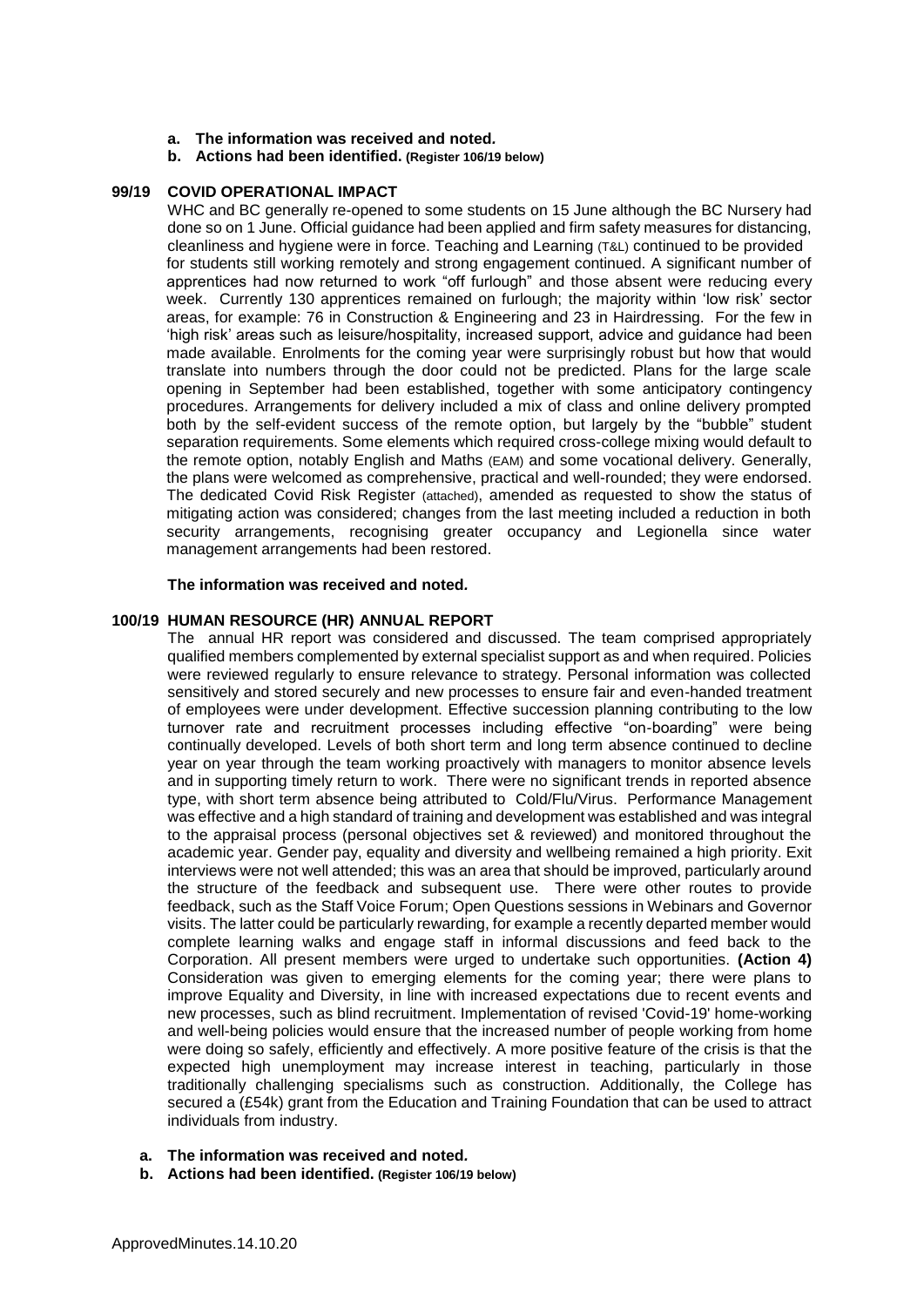- **a. The information was received and noted.**
- **b. Actions had been identified.** **(Register 106/19 below)**

## 99/19 COVID OPERATIONAL IMPACT

WHC and BC generally re-opened to some students on 15 June although the BC Nursery had done so on 1 June. Official guidance had been applied and firm safety measures for distancing, cleanliness and hygiene were in force. Teaching and Learning (T&L) continued to be provided for students still working remotely and strong engagement continued. A significant number of apprentices had now returned to work "off furlough" and those absent were reducing every week. Currently 130 apprentices remained on furlough; the majority within 'low risk' sector areas, for example: 76 in Construction & Engineering and 23 in Hairdressing. For the few in 'high risk' areas such as leisure/hospitality, increased support, advice and guidance had been made available. Enrolments for the coming year were surprisingly robust but how that would translate into numbers through the door could not be predicted. Plans for the large scale opening in September had been established, together with some anticipatory contingency procedures. Arrangements for delivery included a mix of class and online delivery prompted both by the self-evident success of the remote option, but largely by the "bubble" student separation requirements. Some elements which required cross-college mixing would default to the remote option, notably English and Maths (EAM) and some vocational delivery. Generally, the plans were welcomed as comprehensive, practical and well-rounded; they were endorsed. The dedicated Covid Risk Register (attached), amended as requested to show the status of mitigating action was considered; changes from the last meeting included a reduction in both security arrangements, recognising greater occupancy and Legionella since water management arrangements had been restored.

**The information was received and noted.**

## 100/19 HUMAN RESOURCE (HR) ANNUAL REPORT

The annual HR report was considered and discussed. The team comprised appropriately qualified members complemented by external specialist support as and when required. Policies were reviewed regularly to ensure relevance to strategy. Personal information was collected sensitively and stored securely and new processes to ensure fair and even-handed treatment of employees were under development. Effective succession planning contributing to the low turnover rate and recruitment processes including effective "on-boarding" were being continually developed. Levels of both short term and long term absence continued to decline year on year through the team working proactively with managers to monitor absence levels and in supporting timely return to work. There were no significant trends in reported absence type, with short term absence being attributed to Cold/Flu/Virus. Performance Management was effective and a high standard of training and development was established and was integral to the appraisal process (personal objectives set & reviewed) and monitored throughout the academic year. Gender pay, equality and diversity and wellbeing remained a high priority. Exit interviews were not well attended; this was an area that should be improved, particularly around the structure of the feedback and subsequent use. There were other routes to provide feedback, such as the Staff Voice Forum; Open Questions sessions in Webinars and Governor visits. The latter could be particularly rewarding, for example a recently departed member would complete learning walks and engage staff in informal discussions and feed back to the Corporation. All present members were urged to undertake such opportunities. **(Action 4)** Consideration was given to emerging elements for the coming year; there were plans to improve Equality and Diversity, in line with increased expectations due to recent events and new processes, such as blind recruitment. Implementation of revised 'Covid-19' home-working and well-being policies would ensure that the increased number of people working from home were doing so safely, efficiently and effectively. A more positive feature of the crisis is that the expected high unemployment may increase interest in teaching, particularly in those traditionally challenging specialisms such as construction. Additionally, the College has secured a (£54k) grant from the Education and Training Foundation that can be used to attract individuals from industry.

- **a. The information was received and noted.**
- **b. Actions had been identified.** **(Register 106/19 below)**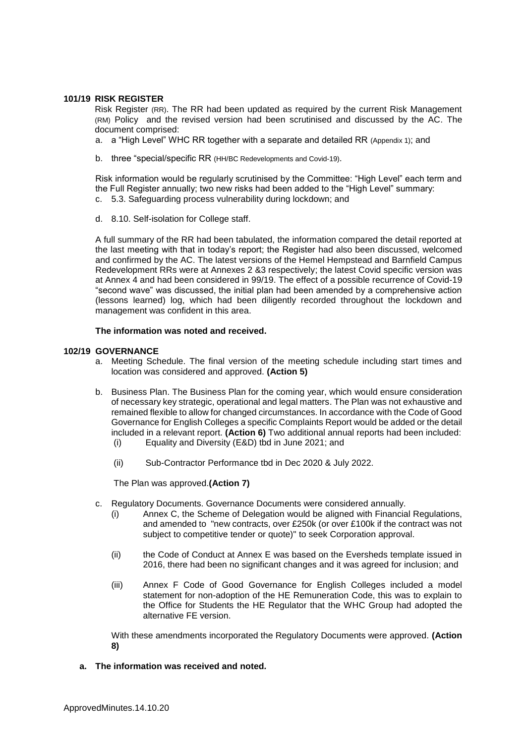**101/19 RISK REGISTER**

Risk Register (RR). The RR had been updated as required by the current Risk Management (RM) Policy and the revised version had been scrutinised and discussed by the AC. The document comprised:

a. a "High Level" WHC RR together with a separate and detailed RR (Appendix 1); and

b. three "special/specific RR (HH/BC Redevelopments and Covid-19).

Risk information would be regularly scrutinised by the Committee: "High Level" each term and the Full Register annually; two new risks had been added to the "High Level" summary:

c. 5.3. Safeguarding process vulnerability during lockdown; and

d. 8.10. Self-isolation for College staff.

A full summary of the RR had been tabulated, the information compared the detail reported at the last meeting with that in today's report; the Register had also been discussed, welcomed and confirmed by the AC. The latest versions of the Hemel Hempstead and Barnfield Campus Redevelopment RRs were at Annexes 2 &3 respectively; the latest Covid specific version was at Annex 4 and had been considered in 99/19. The effect of a possible recurrence of Covid-19 "second wave" was discussed, the initial plan had been amended by a comprehensive action (lessons learned) log, which had been diligently recorded throughout the lockdown and management was confident in this area.

**The information was noted and received.**

**102/19 GOVERNANCE**

a. Meeting Schedule. The final version of the meeting schedule including start times and location was considered and approved. **(Action 5)**

b. Business Plan. The Business Plan for the coming year, which would ensure consideration of necessary key strategic, operational and legal matters. The Plan was not exhaustive and remained flexible to allow for changed circumstances. In accordance with the Code of Good Governance for English Colleges a specific Complaints Report would be added or the detail included in a relevant report. **(Action 6)** Two additional annual reports had been included:
   (i) Equality and Diversity (E&D) tbd in June 2021; and

   (ii) Sub-Contractor Performance tbd in Dec 2020 & July 2022.

   The Plan was approved.**(Action 7)**

c. Regulatory Documents. Governance Documents were considered annually.
   (i) Annex C, the Scheme of Delegation would be aligned with Financial Regulations, and amended to "new contracts, over £250k (or over £100k if the contract was not subject to competitive tender or quote)" to seek Corporation approval.

   (ii) the Code of Conduct at Annex E was based on the Eversheds template issued in 2016, there had been no significant changes and it was agreed for inclusion; and

   (iii) Annex F Code of Good Governance for English Colleges included a model statement for non-adoption of the HE Remuneration Code, this was to explain to the Office for Students the HE Regulator that the WHC Group had adopted the alternative FE version.

   With these amendments incorporated the Regulatory Documents were approved. **(Action 8)**

**a. The information was received and noted.**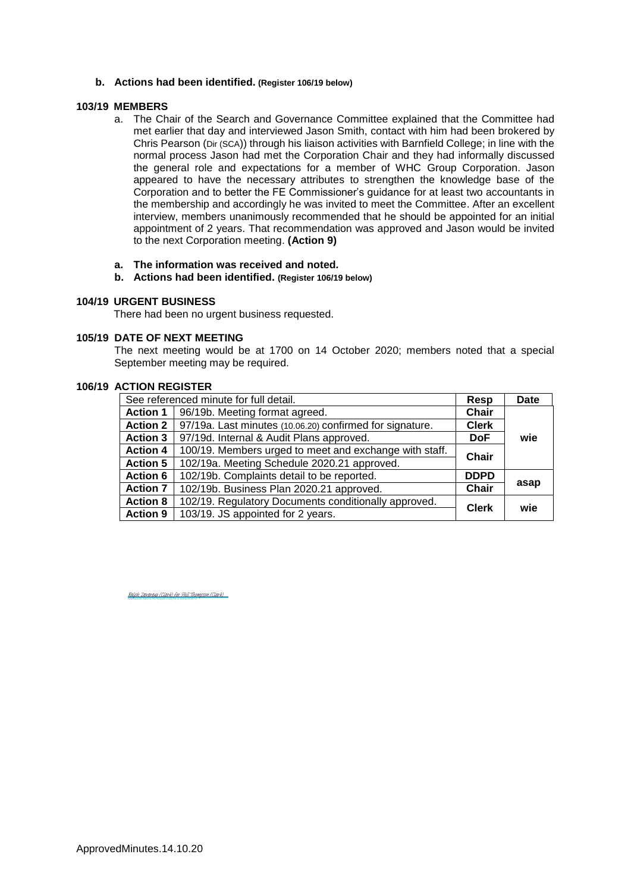**b. Actions had been identified.** **(Register 106/19 below)**

## 103/19 MEMBERS

a. The Chair of the Search and Governance Committee explained that the Committee had met earlier that day and interviewed Jason Smith, contact with him had been brokered by Chris Pearson (Dir (SCA)) through his liaison activities with Barnfield College; in line with the normal process Jason had met the Corporation Chair and they had informally discussed the general role and expectations for a member of WHC Group Corporation. Jason appeared to have the necessary attributes to strengthen the knowledge base of the Corporation and to better the FE Commissioner's guidance for at least two accountants in the membership and accordingly he was invited to meet the Committee. After an excellent interview, members unanimously recommended that he should be appointed for an initial appointment of 2 years. That recommendation was approved and Jason would be invited to the next Corporation meeting. **(Action 9)**

**a. The information was received and noted.**
**b. Actions had been identified.** **(Register 106/19 below)**

## 104/19 URGENT BUSINESS

There had been no urgent business requested.

## 105/19 DATE OF NEXT MEETING

The next meeting would be at 1700 on 14 October 2020; members noted that a special September meeting may be required.

## 106/19 ACTION REGISTER

| See referenced minute for full detail. | | Resp | Date |
|---|---|---|---|
| **Action 1** | 96/19b. Meeting format agreed. | **Chair** | **wie** |
| **Action 2** | 97/19a. Last minutes (10.06.20) confirmed for signature. | **Clerk** | |
| **Action 3** | 97/19d. Internal & Audit Plans approved. | **DoF** | |
| **Action 4** | 100/19. Members urged to meet and exchange with staff. | **Chair** | |
| **Action 5** | 102/19a. Meeting Schedule 2020.21 approved. | | |
| **Action 6** | 102/19b. Complaints detail to be reported. | **DDPD** | **asap** |
| **Action 7** | 102/19b. Business Plan 2020.21 approved. | **Chair** | |
| **Action 8** | 102/19. Regulatory Documents conditionally approved. | **Clerk** | **wie** |
| **Action 9** | 103/19. JS appointed for 2 years. | | |

Ralph Devereux (Clerk) for Phil Thompson (Clerk)

ApprovedMinutes.14.10.20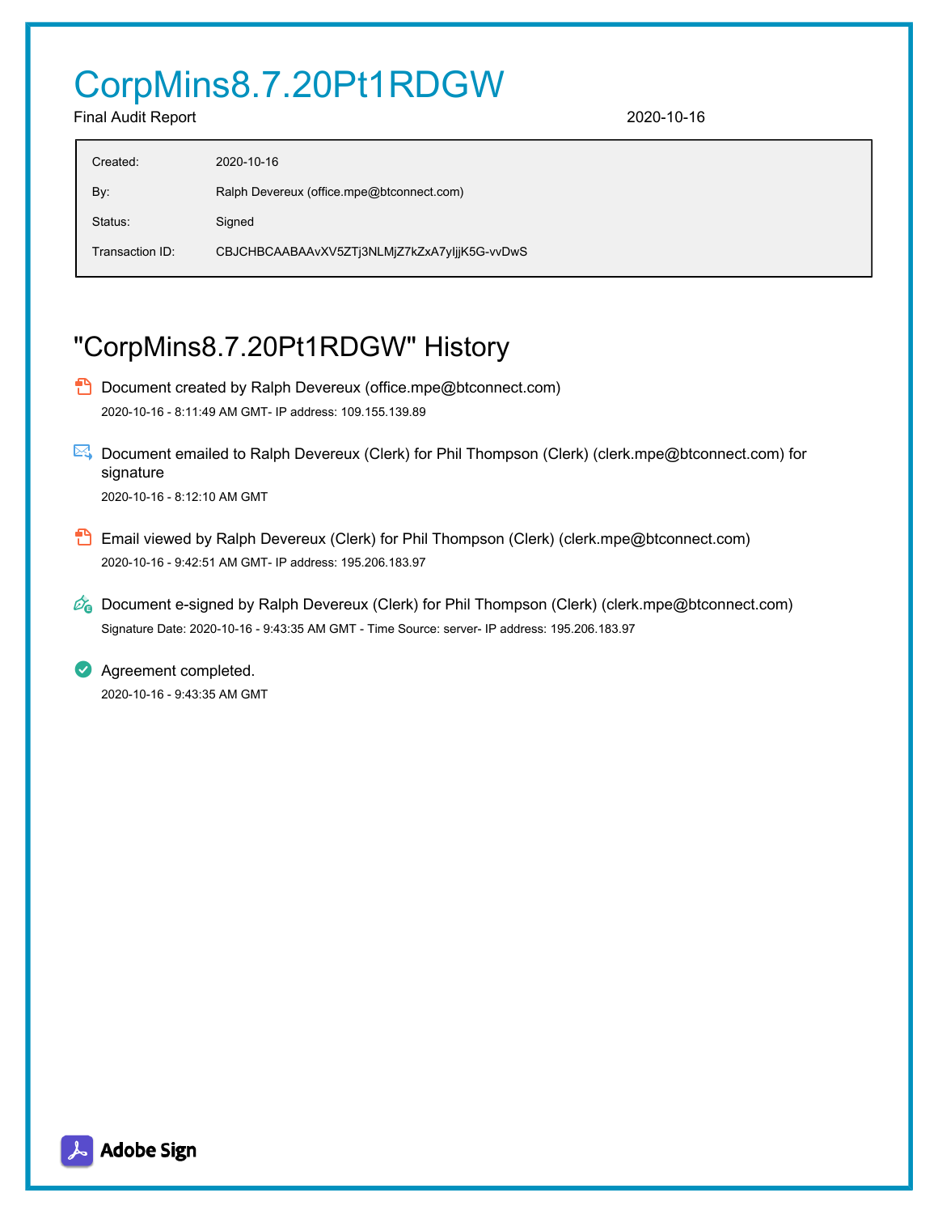# CorpMins8.7.20Pt1RDGW

Final Audit Report 2020-10-16

| | |
|---|---|
| Created: | 2020-10-16 |
| By: | Ralph Devereux (office.mpe@btconnect.com) |
| Status: | Signed |
| Transaction ID: | CBJCHBCAABAAvXV5ZTj3NLMjZ7kZxA7yIjjK5G-vvDwS |

## "CorpMins8.7.20Pt1RDGW" History

- Document created by Ralph Devereux (office.mpe@btconnect.com)
  2020-10-16 - 8:11:49 AM GMT- IP address: 109.155.139.89

- Document emailed to Ralph Devereux (Clerk) for Phil Thompson (Clerk) (clerk.mpe@btconnect.com) for signature
  2020-10-16 - 8:12:10 AM GMT

- Email viewed by Ralph Devereux (Clerk) for Phil Thompson (Clerk) (clerk.mpe@btconnect.com)
  2020-10-16 - 9:42:51 AM GMT- IP address: 195.206.183.97

- Document e-signed by Ralph Devereux (Clerk) for Phil Thompson (Clerk) (clerk.mpe@btconnect.com)
  Signature Date: 2020-10-16 - 9:43:35 AM GMT - Time Source: server- IP address: 195.206.183.97

- Agreement completed.
  2020-10-16 - 9:43:35 AM GMT

Adobe Sign